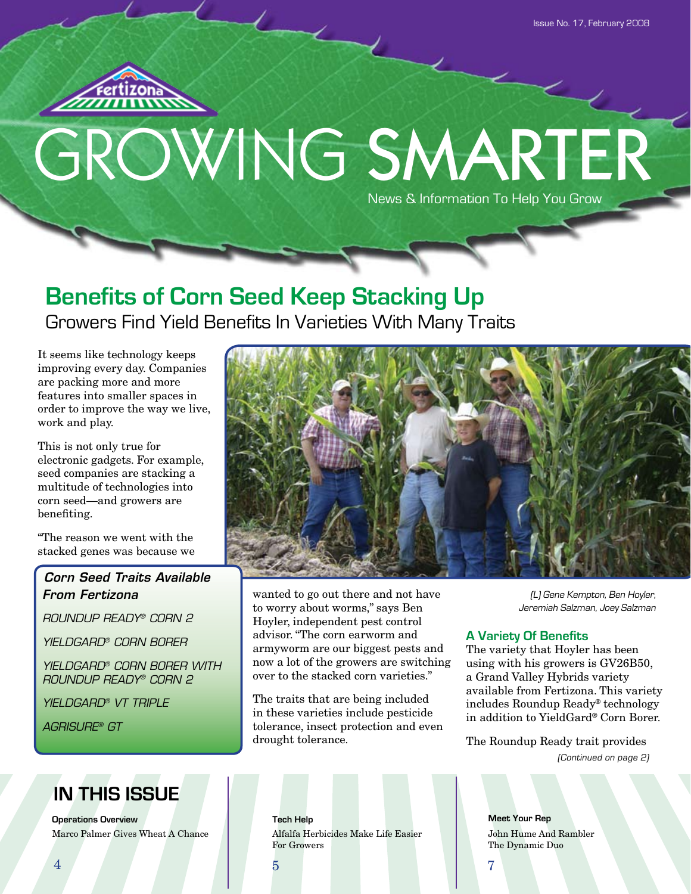Issue No. 17, February 2008

Fertizona

# GROWING SMARTER

News & Information To Help You Grow

## Benefits of Corn Seed Keep Stacking Up

### Growers Find Yield Benefits In Varieties With Many Traits

It seems like technology keeps improving every day. Companies are packing more and more features into smaller spaces in order to improve the way we live, work and play.

This is not only true for electronic gadgets. For example, seed companies are stacking a multitude of technologies into corn seed—and growers are benefiting.

"The reason we went with the stacked genes was because we wanted to go out there and not have to worry about worms," says Ben Hoyler, independent pest control advisor. "The corn earworm and armyworm are our biggest pests and now a lot of the growers are switching over to the stacked corn varieties."

The traits that are being included in these varieties include pesticide tolerance, insect protection and even drought tolerance.

*(L) Gene Kempton, Ben Hoyler, Jeremiah Salzman, Joey Salzman*

**A Variety Of Benefits**

The variety that Hoyler has been using with his growers is GV26B50, a Grand Valley Hybrids variety available from Fertizona. This variety includes Roundup Ready® technology in addition to YieldGard® Corn Borer.

The Roundup Ready trait provides

*(Continued on page 2)*

***Corn Seed Traits Available From Fertizona***

*ROUNDUP READY® CORN 2*

*YIELDGARD® CORN BORER*

*YIELDGARD® CORN BORER WITH ROUNDUP READY® CORN 2*

*YIELDGARD® VT TRIPLE*

*AGRISURE® GT*

## IN THIS ISSUE

**Operations Overview**
Marco Palmer Gives Wheat A Chance
4

**Tech Help**
Alfalfa Herbicides Make Life Easier For Growers
5

**Meet Your Rep**
John Hume And Rambler The Dynamic Duo
7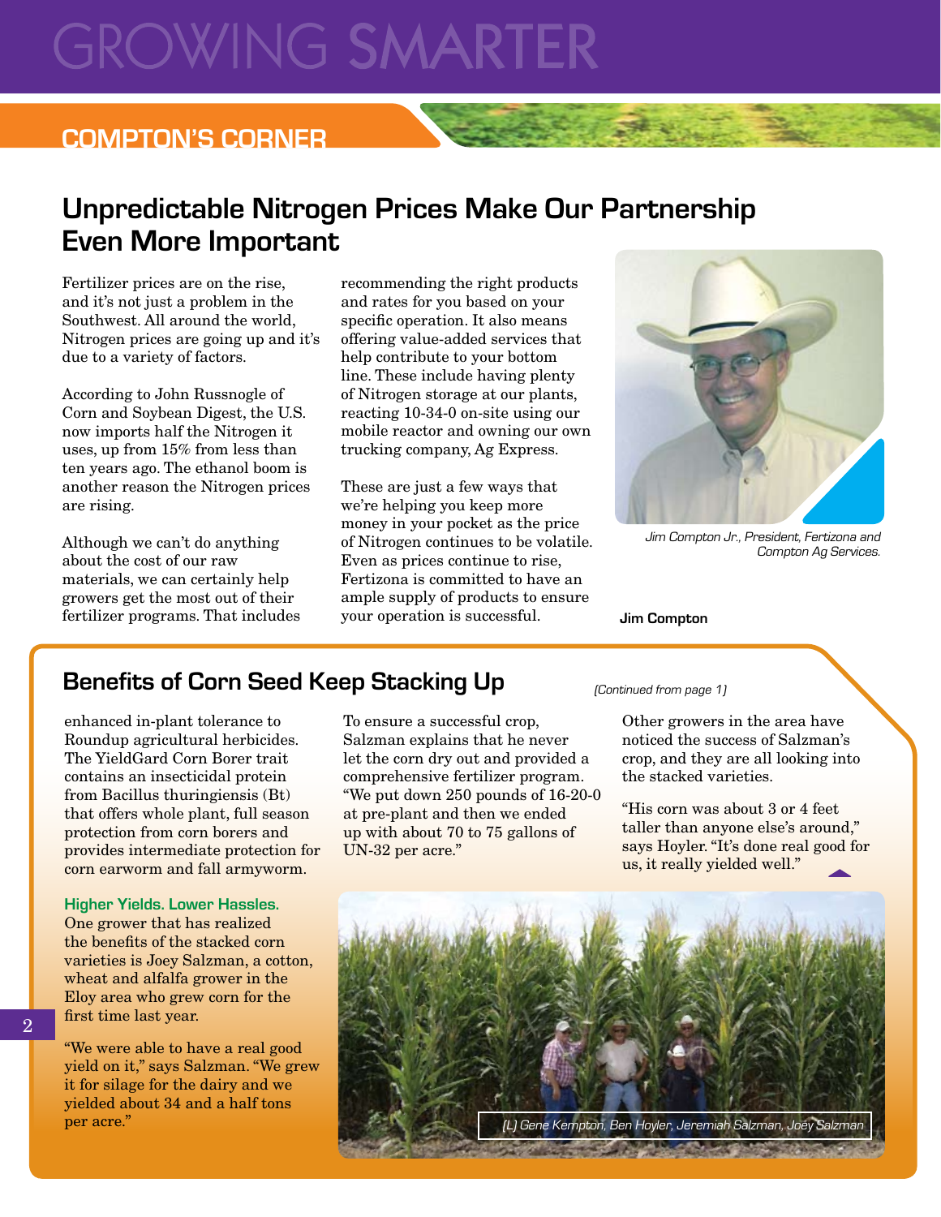# GROWING SMARTER

## COMPTON'S CORNER

## Unpredictable Nitrogen Prices Make Our Partnership Even More Important

Fertilizer prices are on the rise, and it's not just a problem in the Southwest. All around the world, Nitrogen prices are going up and it's due to a variety of factors.

According to John Russnogle of Corn and Soybean Digest, the U.S. now imports half the Nitrogen it uses, up from 15% from less than ten years ago. The ethanol boom is another reason the Nitrogen prices are rising.

Although we can't do anything about the cost of our raw materials, we can certainly help growers get the most out of their fertilizer programs. That includes recommending the right products and rates for you based on your specific operation. It also means offering value-added services that help contribute to your bottom line. These include having plenty of Nitrogen storage at our plants, reacting 10-34-0 on-site using our mobile reactor and owning our own trucking company, Ag Express.

These are just a few ways that we're helping you keep more money in your pocket as the price of Nitrogen continues to be volatile. Even as prices continue to rise, Fertizona is committed to have an ample supply of products to ensure your operation is successful.

*Jim Compton Jr., President, Fertizona and Compton Ag Services.*

**Jim Compton**

## Benefits of Corn Seed Keep Stacking Up

*(Continued from page 1)*

enhanced in-plant tolerance to Roundup agricultural herbicides. The YieldGard Corn Borer trait contains an insecticidal protein from Bacillus thuringiensis (Bt) that offers whole plant, full season protection from corn borers and provides intermediate protection for corn earworm and fall armyworm.

**Higher Yields. Lower Hassles.**
One grower that has realized the benefits of the stacked corn varieties is Joey Salzman, a cotton, wheat and alfalfa grower in the Eloy area who grew corn for the first time last year.

"We were able to have a real good yield on it," says Salzman. "We grew it for silage for the dairy and we yielded about 34 and a half tons per acre."

To ensure a successful crop, Salzman explains that he never let the corn dry out and provided a comprehensive fertilizer program. "We put down 250 pounds of 16-20-0 at pre-plant and then we ended up with about 70 to 75 gallons of UN-32 per acre."

Other growers in the area have noticed the success of Salzman's crop, and they are all looking into the stacked varieties.

"His corn was about 3 or 4 feet taller than anyone else's around," says Hoyler. "It's done real good for us, it really yielded well."

*(L) Gene Kempton, Ben Hoyler, Jeremiah Salzman, Joey Salzman*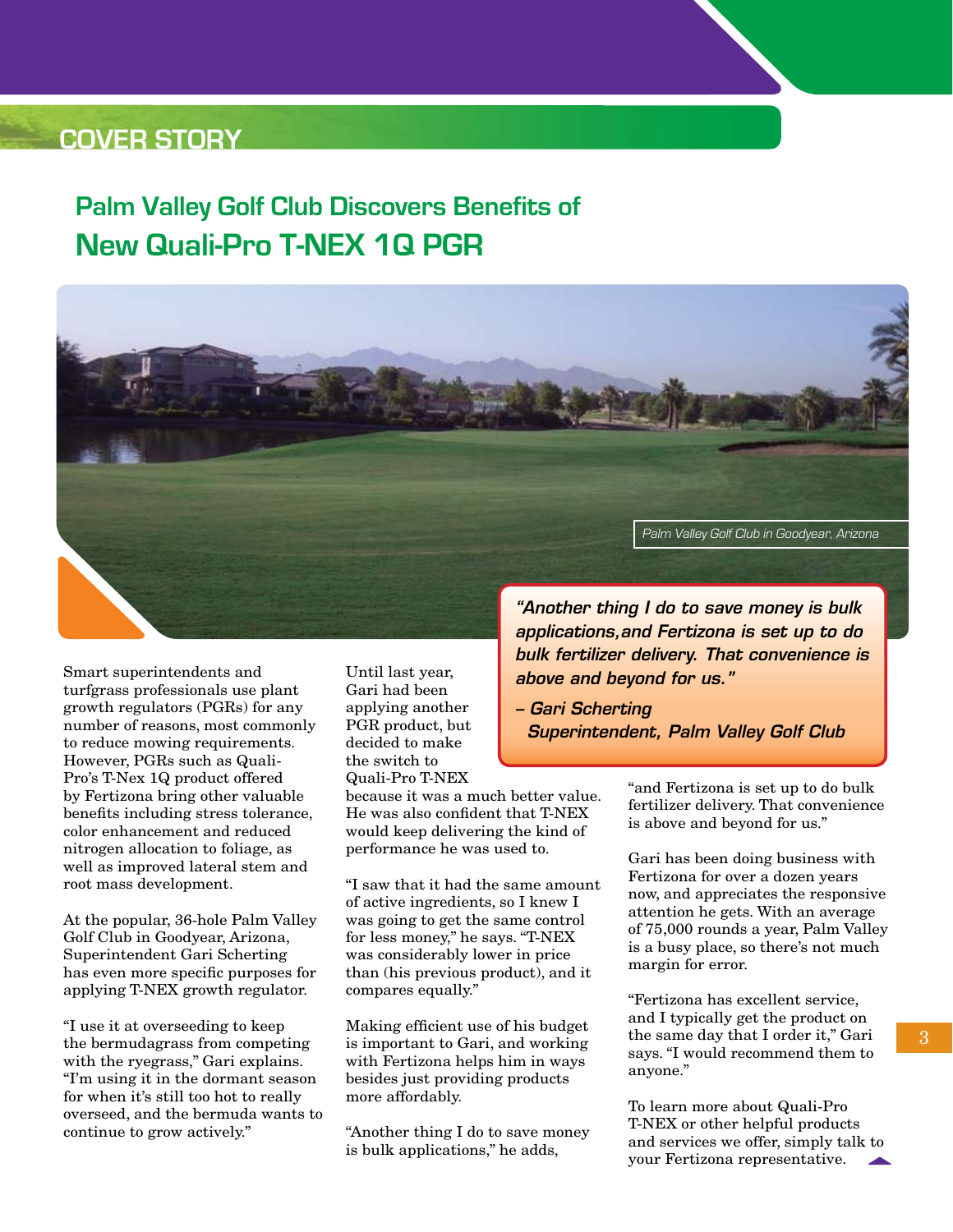COVER STORY

# Palm Valley Golf Club Discovers Benefits of New Quali-Pro T-NEX 1Q PGR

Palm Valley Golf Club in Goodyear, Arizona

> ***"Another thing I do to save money is bulk applications, and Fertizona is set up to do bulk fertilizer delivery. That convenience is above and beyond for us."***
>
> ***– Gari Scherting***
> ***Superintendent, Palm Valley Golf Club***

Smart superintendents and turfgrass professionals use plant growth regulators (PGRs) for any number of reasons, most commonly to reduce mowing requirements. However, PGRs such as Quali-Pro's T-Nex 1Q product offered by Fertizona bring other valuable benefits including stress tolerance, color enhancement and reduced nitrogen allocation to foliage, as well as improved lateral stem and root mass development.

At the popular, 36-hole Palm Valley Golf Club in Goodyear, Arizona, Superintendent Gari Scherting has even more specific purposes for applying T-NEX growth regulator.

"I use it at overseeding to keep the bermudagrass from competing with the ryegrass," Gari explains. "I'm using it in the dormant season for when it's still too hot to really overseed, and the bermuda wants to continue to grow actively."

Until last year, Gari had been applying another PGR product, but decided to make the switch to Quali-Pro T-NEX because it was a much better value. He was also confident that T-NEX would keep delivering the kind of performance he was used to.

"I saw that it had the same amount of active ingredients, so I knew I was going to get the same control for less money," he says. "T-NEX was considerably lower in price than (his previous product), and it compares equally."

Making efficient use of his budget is important to Gari, and working with Fertizona helps him in ways besides just providing products more affordably.

"Another thing I do to save money is bulk applications," he adds, "and Fertizona is set up to do bulk fertilizer delivery. That convenience is above and beyond for us."

Gari has been doing business with Fertizona for over a dozen years now, and appreciates the responsive attention he gets. With an average of 75,000 rounds a year, Palm Valley is a busy place, so there's not much margin for error.

"Fertizona has excellent service, and I typically get the product on the same day that I order it," Gari says. "I would recommend them to anyone."

To learn more about Quali-Pro T-NEX or other helpful products and services we offer, simply talk to your Fertizona representative.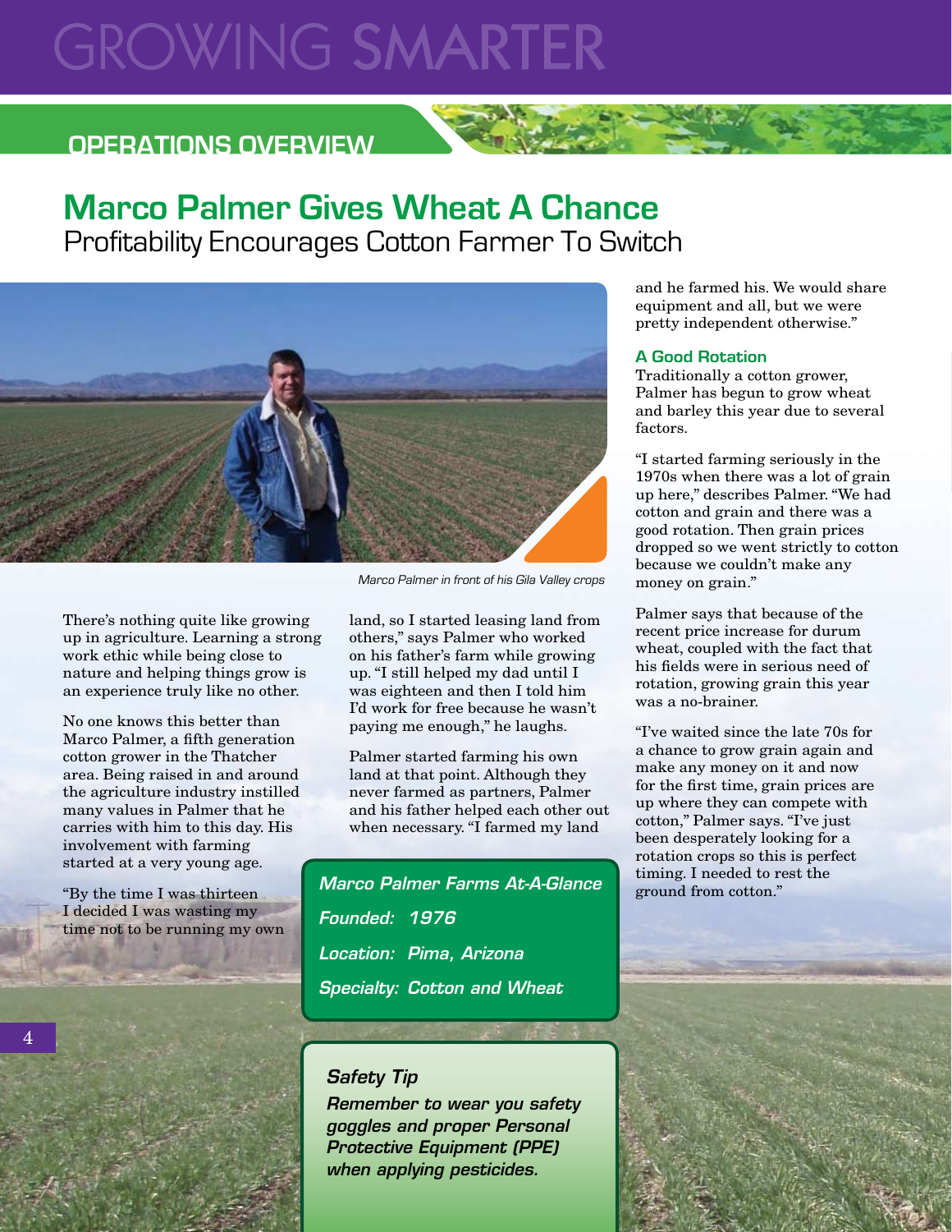# GROWING SMARTER

## OPERATIONS OVERVIEW

# Marco Palmer Gives Wheat A Chance

## Profitability Encourages Cotton Farmer To Switch

Marco Palmer in front of his Gila Valley crops

There's nothing quite like growing up in agriculture. Learning a strong work ethic while being close to nature and helping things grow is an experience truly like no other.

No one knows this better than Marco Palmer, a fifth generation cotton grower in the Thatcher area. Being raised in and around the agriculture industry instilled many values in Palmer that he carries with him to this day. His involvement with farming started at a very young age.

"By the time I was thirteen I decided I was wasting my time not to be running my own land, so I started leasing land from others," says Palmer who worked on his father's farm while growing up. "I still helped my dad until I was eighteen and then I told him I'd work for free because he wasn't paying me enough," he laughs.

Palmer started farming his own land at that point. Although they never farmed as partners, Palmer and his father helped each other out when necessary. "I farmed my land and he farmed his. We would share equipment and all, but we were pretty independent otherwise."

### A Good Rotation

Traditionally a cotton grower, Palmer has begun to grow wheat and barley this year due to several factors.

"I started farming seriously in the 1970s when there was a lot of grain up here," describes Palmer. "We had cotton and grain and there was a good rotation. Then grain prices dropped so we went strictly to cotton because we couldn't make any money on grain."

Palmer says that because of the recent price increase for durum wheat, coupled with the fact that his fields were in serious need of rotation, growing grain this year was a no-brainer.

"I've waited since the late 70s for a chance to grow grain again and make any money on it and now for the first time, grain prices are up where they can compete with cotton," Palmer says. "I've just been desperately looking for a rotation crops so this is perfect timing. I needed to rest the ground from cotton."

***Marco Palmer Farms At-A-Glance***

***Founded: 1976***

***Location: Pima, Arizona***

***Specialty: Cotton and Wheat***

***Safety Tip***

***Remember to wear you safety goggles and proper Personal Protective Equipment (PPE) when applying pesticides.***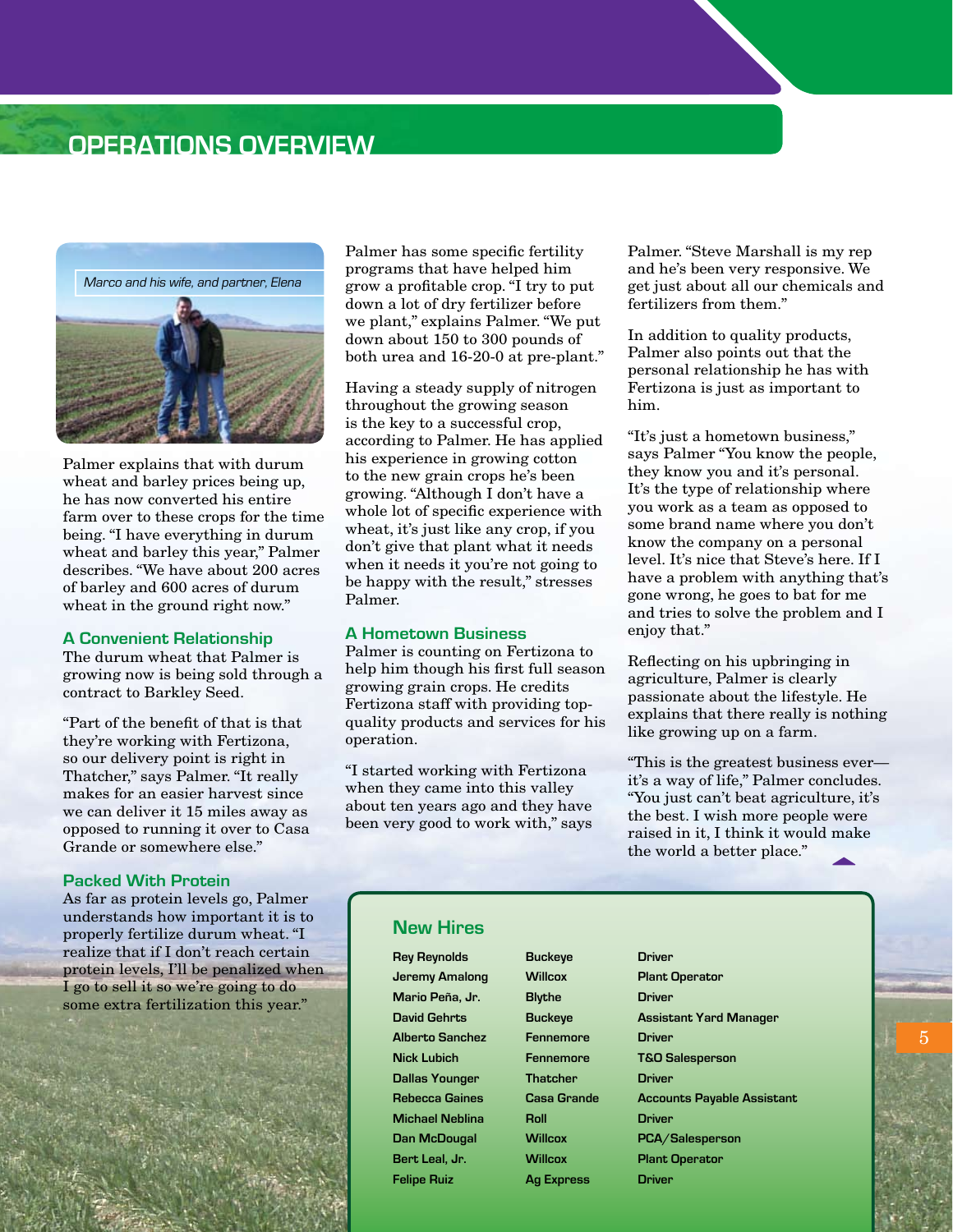# OPERATIONS OVERVIEW

*Marco and his wife, and partner, Elena*

Palmer explains that with durum wheat and barley prices being up, he has now converted his entire farm over to these crops for the time being. "I have everything in durum wheat and barley this year," Palmer describes. "We have about 200 acres of barley and 600 acres of durum wheat in the ground right now."

## A Convenient Relationship

The durum wheat that Palmer is growing now is being sold through a contract to Barkley Seed.

"Part of the benefit of that is that they're working with Fertizona, so our delivery point is right in Thatcher," says Palmer. "It really makes for an easier harvest since we can deliver it 15 miles away as opposed to running it over to Casa Grande or somewhere else."

## Packed With Protein

As far as protein levels go, Palmer understands how important it is to properly fertilize durum wheat. "I realize that if I don't reach certain protein levels, I'll be penalized when I go to sell it so we're going to do some extra fertilization this year."

Palmer has some specific fertility programs that have helped him grow a profitable crop. "I try to put down a lot of dry fertilizer before we plant," explains Palmer. "We put down about 150 to 300 pounds of both urea and 16-20-0 at pre-plant."

Having a steady supply of nitrogen throughout the growing season is the key to a successful crop, according to Palmer. He has applied his experience in growing cotton to the new grain crops he's been growing. "Although I don't have a whole lot of specific experience with wheat, it's just like any crop, if you don't give that plant what it needs when it needs it you're not going to be happy with the result," stresses Palmer.

## A Hometown Business

Palmer is counting on Fertizona to help him though his first full season growing grain crops. He credits Fertizona staff with providing top-quality products and services for his operation.

"I started working with Fertizona when they came into this valley about ten years ago and they have been very good to work with," says Palmer. "Steve Marshall is my rep and he's been very responsive. We get just about all our chemicals and fertilizers from them."

In addition to quality products, Palmer also points out that the personal relationship he has with Fertizona is just as important to him.

"It's just a hometown business," says Palmer "You know the people, they know you and it's personal. It's the type of relationship where you work as a team as opposed to some brand name where you don't know the company on a personal level. It's nice that Steve's here. If I have a problem with anything that's gone wrong, he goes to bat for me and tries to solve the problem and I enjoy that."

Reflecting on his upbringing in agriculture, Palmer is clearly passionate about the lifestyle. He explains that there really is nothing like growing up on a farm.

"This is the greatest business ever—it's a way of life," Palmer concludes. "You just can't beat agriculture, it's the best. I wish more people were raised in it, I think it would make the world a better place."

## New Hires

| | | |
|---|---|---|
| **Rey Reynolds** | **Buckeye** | **Driver** |
| **Jeremy Amalong** | **Willcox** | **Plant Operator** |
| **Mario Peña, Jr.** | **Blythe** | **Driver** |
| **David Gehrts** | **Buckeye** | **Assistant Yard Manager** |
| **Alberto Sanchez** | **Fennemore** | **Driver** |
| **Nick Lubich** | **Fennemore** | **T&O Salesperson** |
| **Dallas Younger** | **Thatcher** | **Driver** |
| **Rebecca Gaines** | **Casa Grande** | **Accounts Payable Assistant** |
| **Michael Neblina** | **Roll** | **Driver** |
| **Dan McDougal** | **Willcox** | **PCA/Salesperson** |
| **Bert Leal, Jr.** | **Willcox** | **Plant Operator** |
| **Felipe Ruiz** | **Ag Express** | **Driver** |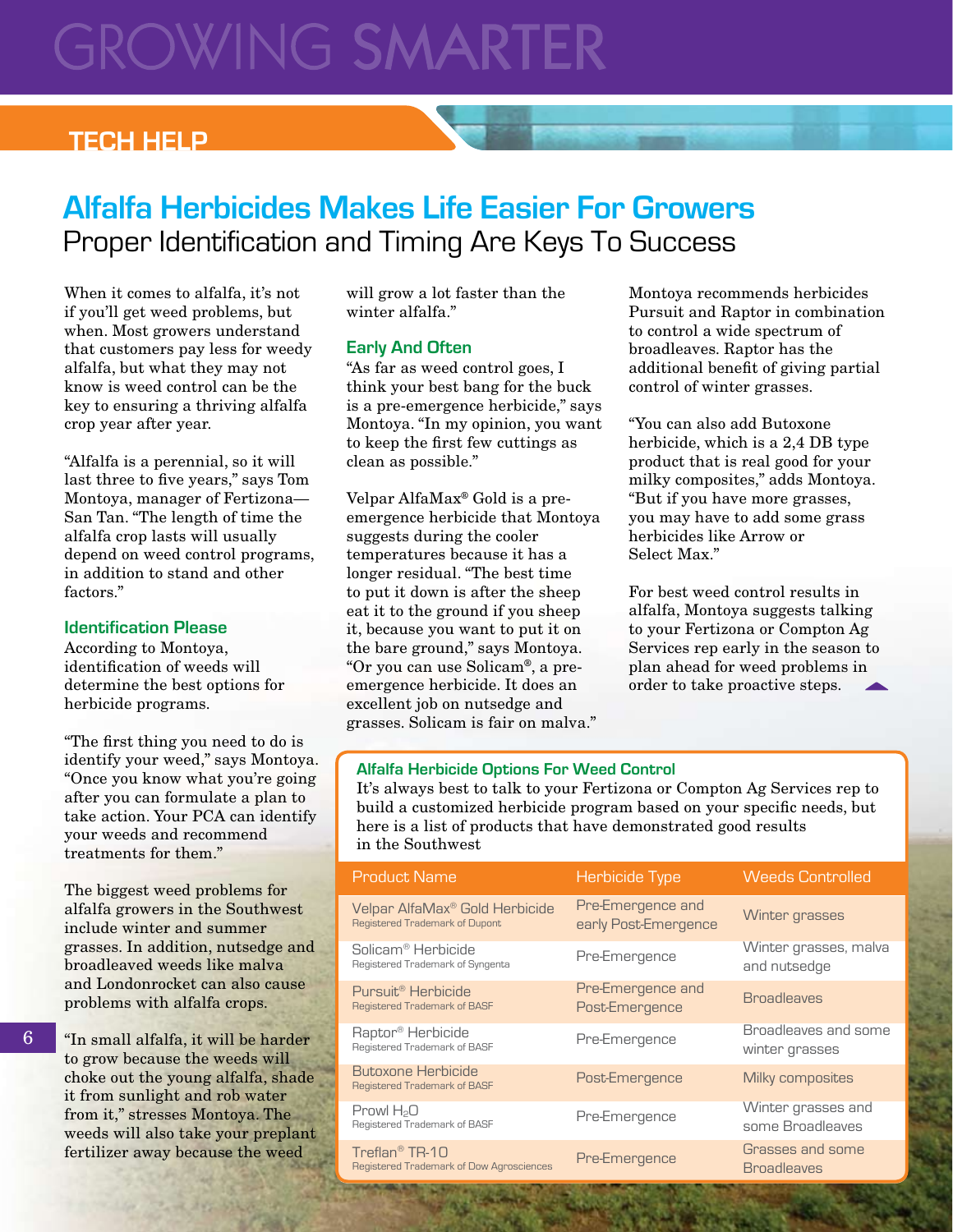# GROWING SMARTER

## TECH HELP

# Alfalfa Herbicides Makes Life Easier For Growers

## Proper Identification and Timing Are Keys To Success

When it comes to alfalfa, it's not if you'll get weed problems, but when. Most growers understand that customers pay less for weedy alfalfa, but what they may not know is weed control can be the key to ensuring a thriving alfalfa crop year after year.

"Alfalfa is a perennial, so it will last three to five years," says Tom Montoya, manager of Fertizona—San Tan. "The length of time the alfalfa crop lasts will usually depend on weed control programs, in addition to stand and other factors."

### Identification Please

According to Montoya, identification of weeds will determine the best options for herbicide programs.

"The first thing you need to do is identify your weed," says Montoya. "Once you know what you're going after you can formulate a plan to take action. Your PCA can identify your weeds and recommend treatments for them."

The biggest weed problems for alfalfa growers in the Southwest include winter and summer grasses. In addition, nutsedge and broadleaved weeds like malva and Londonrocket can also cause problems with alfalfa crops.

"In small alfalfa, it will be harder to grow because the weeds will choke out the young alfalfa, shade it from sunlight and rob water from it," stresses Montoya. The weeds will also take your preplant fertilizer away because the weed will grow a lot faster than the winter alfalfa."

### Early And Often

"As far as weed control goes, I think your best bang for the buck is a pre-emergence herbicide," says Montoya. "In my opinion, you want to keep the first few cuttings as clean as possible."

Velpar AlfaMax® Gold is a pre-emergence herbicide that Montoya suggests during the cooler temperatures because it has a longer residual. "The best time to put it down is after the sheep eat it to the ground if you sheep it, because you want to put it on the bare ground," says Montoya. "Or you can use Solicam®, a pre-emergence herbicide. It does an excellent job on nutsedge and grasses. Solicam is fair on malva."

Montoya recommends herbicides Pursuit and Raptor in combination to control a wide spectrum of broadleaves. Raptor has the additional benefit of giving partial control of winter grasses.

"You can also add Butoxone herbicide, which is a 2,4 DB type product that is real good for your milky composites," adds Montoya. "But if you have more grasses, you may have to add some grass herbicides like Arrow or Select Max."

For best weed control results in alfalfa, Montoya suggests talking to your Fertizona or Compton Ag Services rep early in the season to plan ahead for weed problems in order to take proactive steps.

### Alfalfa Herbicide Options For Weed Control

It's always best to talk to your Fertizona or Compton Ag Services rep to build a customized herbicide program based on your specific needs, but here is a list of products that have demonstrated good results in the Southwest

| Product Name | Herbicide Type | Weeds Controlled |
|---|---|---|
| Velpar AlfaMax® Gold Herbicide<br>Registered Trademark of Dupont | Pre-Emergence and early Post-Emergence | Winter grasses |
| Solicam® Herbicide<br>Registered Trademark of Syngenta | Pre-Emergence | Winter grasses, malva and nutsedge |
| Pursuit® Herbicide<br>Registered Trademark of BASF | Pre-Emergence and Post-Emergence | Broadleaves |
| Raptor® Herbicide<br>Registered Trademark of BASF | Pre-Emergence | Broadleaves and some winter grasses |
| Butoxone Herbicide<br>Registered Trademark of BASF | Post-Emergence | Milky composites |
| Prowl $H_2O$<br>Registered Trademark of BASF | Pre-Emergence | Winter grasses and some Broadleaves |
| Treflan® TR-10<br>Registered Trademark of Dow Agrosciences | Pre-Emergence | Grasses and some Broadleaves |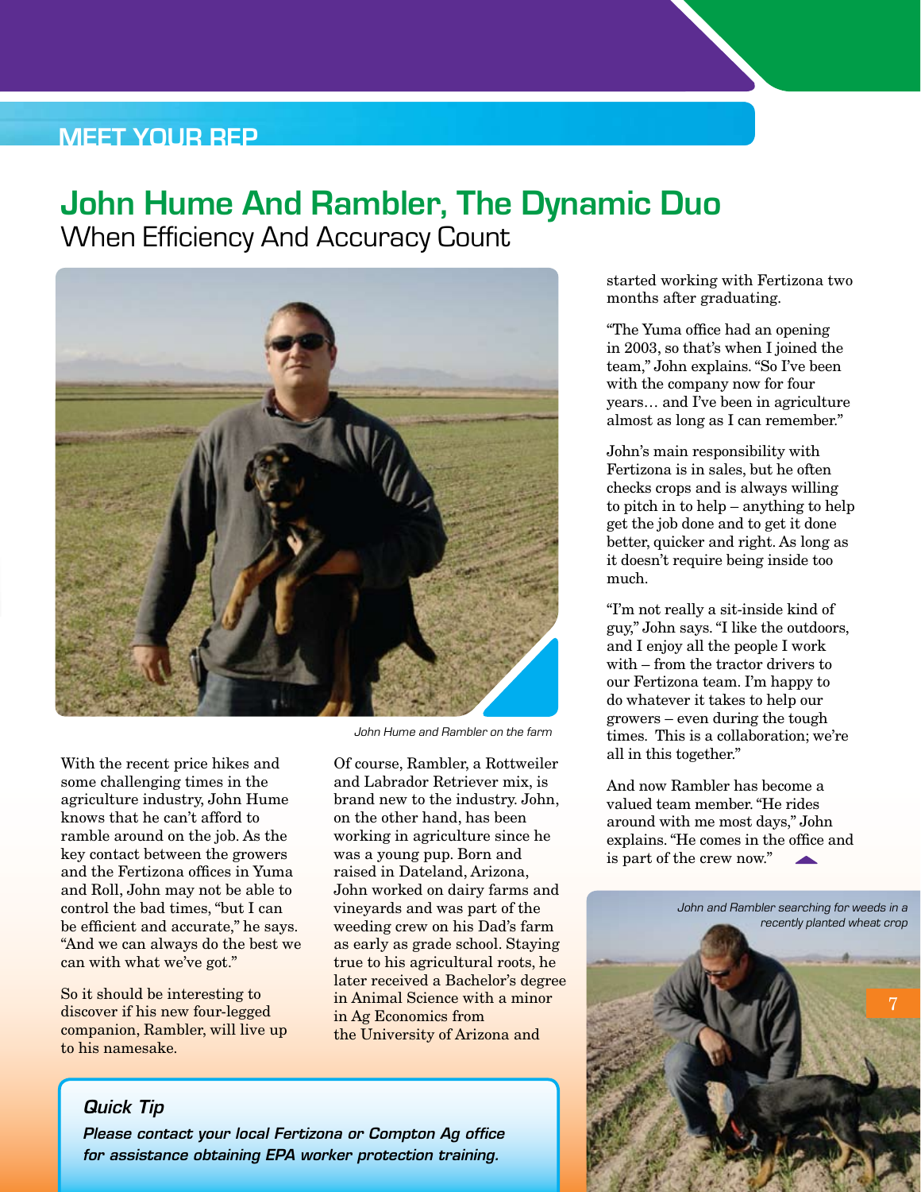MEET YOUR REP

# John Hume And Rambler, The Dynamic Duo

## When Efficiency And Accuracy Count

*John Hume and Rambler on the farm*

With the recent price hikes and some challenging times in the agriculture industry, John Hume knows that he can't afford to ramble around on the job. As the key contact between the growers and the Fertizona offices in Yuma and Roll, John may not be able to control the bad times, "but I can be efficient and accurate," he says. "And we can always do the best we can with what we've got."

So it should be interesting to discover if his new four-legged companion, Rambler, will live up to his namesake.

Of course, Rambler, a Rottweiler and Labrador Retriever mix, is brand new to the industry. John, on the other hand, has been working in agriculture since he was a young pup. Born and raised in Dateland, Arizona, John worked on dairy farms and vineyards and was part of the weeding crew on his Dad's farm as early as grade school. Staying true to his agricultural roots, he later received a Bachelor's degree in Animal Science with a minor in Ag Economics from the University of Arizona and started working with Fertizona two months after graduating.

"The Yuma office had an opening in 2003, so that's when I joined the team," John explains. "So I've been with the company now for four years… and I've been in agriculture almost as long as I can remember."

John's main responsibility with Fertizona is in sales, but he often checks crops and is always willing to pitch in to help – anything to help get the job done and to get it done better, quicker and right. As long as it doesn't require being inside too much.

"I'm not really a sit-inside kind of guy," John says. "I like the outdoors, and I enjoy all the people I work with – from the tractor drivers to our Fertizona team. I'm happy to do whatever it takes to help our growers – even during the tough times. This is a collaboration; we're all in this together."

And now Rambler has become a valued team member. "He rides around with me most days," John explains. "He comes in the office and is part of the crew now."

*John and Rambler searching for weeds in a recently planted wheat crop*

### Quick Tip

***Please contact your local Fertizona or Compton Ag office for assistance obtaining EPA worker protection training.***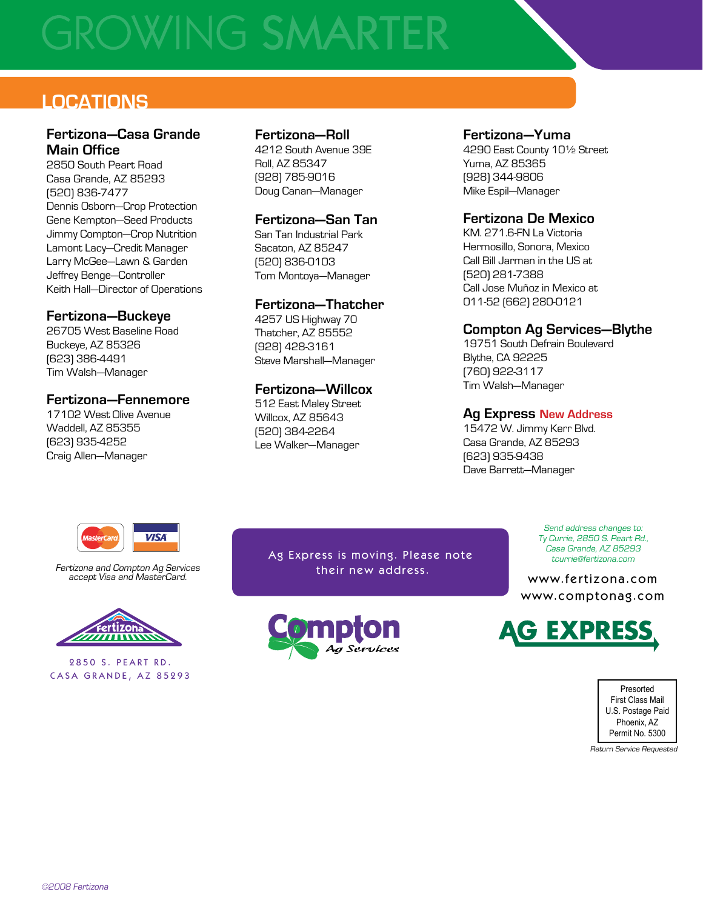# GROWING SMARTER

## LOCATIONS

### Fertizona—Casa Grande Main Office
2850 South Peart Road
Casa Grande, AZ 85293
(520) 836-7477
Dennis Osborn—Crop Protection
Gene Kempton—Seed Products
Jimmy Compton—Crop Nutrition
Lamont Lacy—Credit Manager
Larry McGee—Lawn & Garden
Jeffrey Benge—Controller
Keith Hall—Director of Operations

### Fertizona—Buckeye
26705 West Baseline Road
Buckeye, AZ 85326
(623) 386-4491
Tim Walsh—Manager

### Fertizona—Fennemore
17102 West Olive Avenue
Waddell, AZ 85355
(623) 935-4252
Craig Allen—Manager

### Fertizona—Roll
4212 South Avenue 39E
Roll, AZ 85347
(928) 785-9016
Doug Canan—Manager

### Fertizona—San Tan
San Tan Industrial Park
Sacaton, AZ 85247
(520) 836-0103
Tom Montoya—Manager

### Fertizona—Thatcher
4257 US Highway 70
Thatcher, AZ 85552
(928) 428-3161
Steve Marshall—Manager

### Fertizona—Willcox
512 East Maley Street
Willcox, AZ 85643
(520) 384-2264
Lee Walker—Manager

### Fertizona—Yuma
4290 East County 10½ Street
Yuma, AZ 85365
(928) 344-9806
Mike Espil—Manager

### Fertizona De Mexico
KM. 271.6-FN La Victoria
Hermosillo, Sonora, Mexico
Call Bill Jarman in the US at
(520) 281-7388
Call Jose Muñoz in Mexico at
011-52 (662) 280-0121

### Compton Ag Services—Blythe
19751 South Defrain Boulevard
Blythe, CA 92225
(760) 922-3117
Tim Walsh—Manager

### Ag Express New Address
15472 W. Jimmy Kerr Blvd.
Casa Grande, AZ 85293
(623) 935-9438
Dave Barrett—Manager

*Fertizona and Compton Ag Services accept Visa and MasterCard.*

Ag Express is moving. Please note their new address.

*Send address changes to:*
*Ty Currie, 2850 S. Peart Rd., Casa Grande, AZ 85293*
*tcurrie@fertizona.com*

www.fertizona.com
www.comptonag.com

Fertizona
2850 S. PEART RD.
CASA GRANDE, AZ 85293

Compton Ag Services

AG EXPRESS

Presorted
First Class Mail
U.S. Postage Paid
Phoenix, AZ
Permit No. 5300

*Return Service Requested*

*©2008 Fertizona*